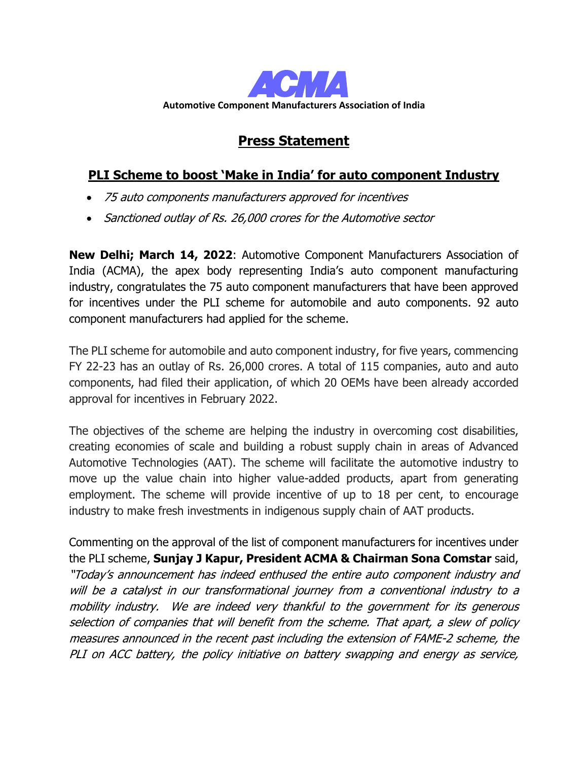# ACMA

**Automotive Component Manufacturers Association of India**

## Press Statement

### PLI Scheme to boost 'Make in India' for auto component Industry

- *75 auto components manufacturers approved for incentives*
- *Sanctioned outlay of Rs. 26,000 crores for the Automotive sector*

**New Delhi; March 14, 2022**: Automotive Component Manufacturers Association of India (ACMA), the apex body representing India's auto component manufacturing industry, congratulates the 75 auto component manufacturers that have been approved for incentives under the PLI scheme for automobile and auto components. 92 auto component manufacturers had applied for the scheme.

The PLI scheme for automobile and auto component industry, for five years, commencing FY 22-23 has an outlay of Rs. 26,000 crores. A total of 115 companies, auto and auto components, had filed their application, of which 20 OEMs have been already accorded approval for incentives in February 2022.

The objectives of the scheme are helping the industry in overcoming cost disabilities, creating economies of scale and building a robust supply chain in areas of Advanced Automotive Technologies (AAT). The scheme will facilitate the automotive industry to move up the value chain into higher value-added products, apart from generating employment. The scheme will provide incentive of up to 18 per cent, to encourage industry to make fresh investments in indigenous supply chain of AAT products.

Commenting on the approval of the list of component manufacturers for incentives under the PLI scheme, **Sunjay J Kapur, President ACMA & Chairman Sona Comstar** said, *"Today's announcement has indeed enthused the entire auto component industry and will be a catalyst in our transformational journey from a conventional industry to a mobility industry. We are indeed very thankful to the government for its generous selection of companies that will benefit from the scheme. That apart, a slew of policy measures announced in the recent past including the extension of FAME-2 scheme, the PLI on ACC battery, the policy initiative on battery swapping and energy as service,*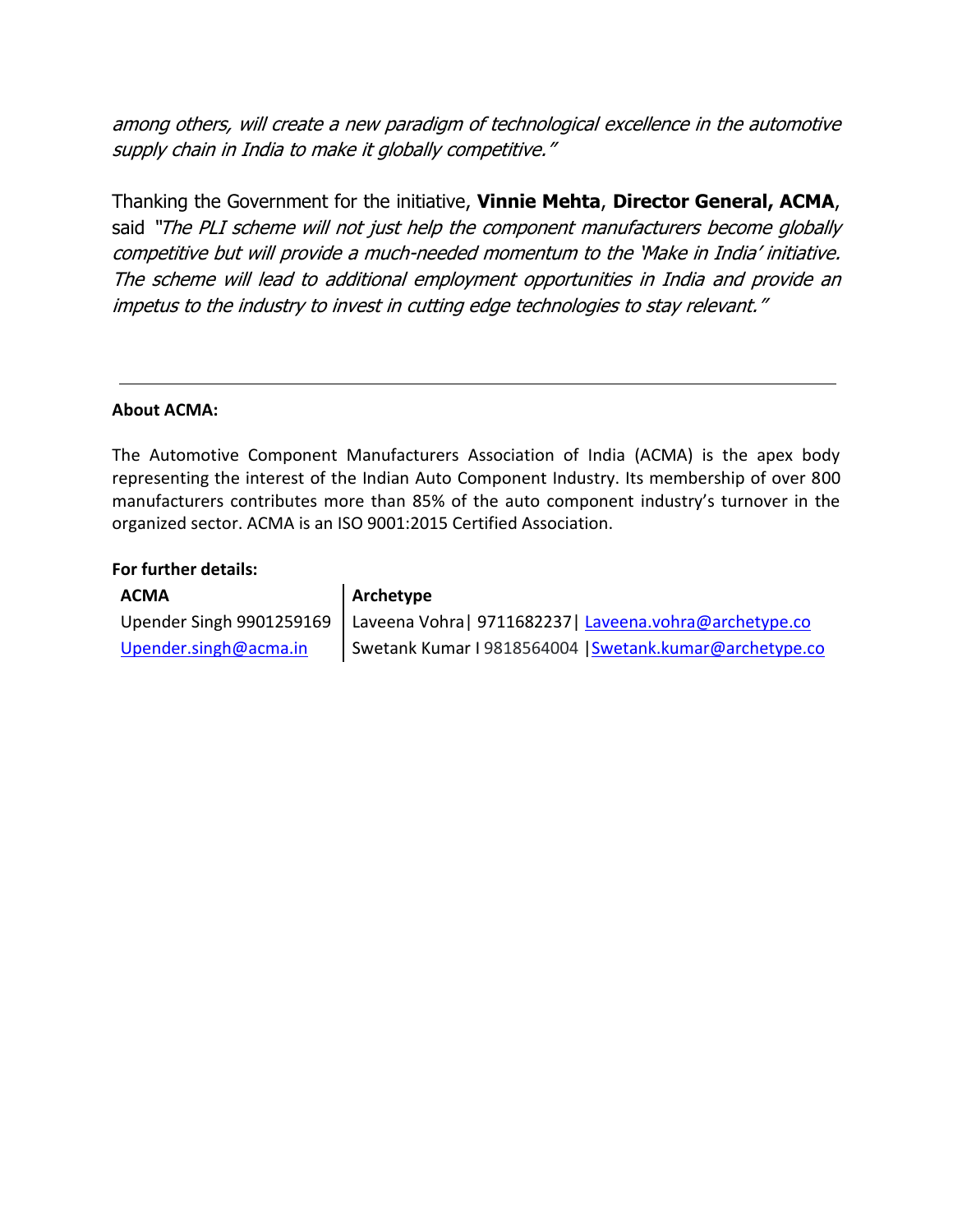*among others, will create a new paradigm of technological excellence in the automotive supply chain in India to make it globally competitive."*

Thanking the Government for the initiative, **Vinnie Mehta**, **Director General, ACMA**, said *"The PLI scheme will not just help the component manufacturers become globally competitive but will provide a much-needed momentum to the 'Make in India' initiative. The scheme will lead to additional employment opportunities in India and provide an impetus to the industry to invest in cutting edge technologies to stay relevant."*

---

**About ACMA:**

The Automotive Component Manufacturers Association of India (ACMA) is the apex body representing the interest of the Indian Auto Component Industry. Its membership of over 800 manufacturers contributes more than 85% of the auto component industry's turnover in the organized sector. ACMA is an ISO 9001:2015 Certified Association.

**For further details:**

| **ACMA** | **Archetype** |
|---|---|
| Upender Singh 9901259169 | Laveena Vohra\| 9711682237\| Laveena.vohra@archetype.co |
| Upender.singh@acma.in | Swetank Kumar I 9818564004 \|Swetank.kumar@archetype.co |